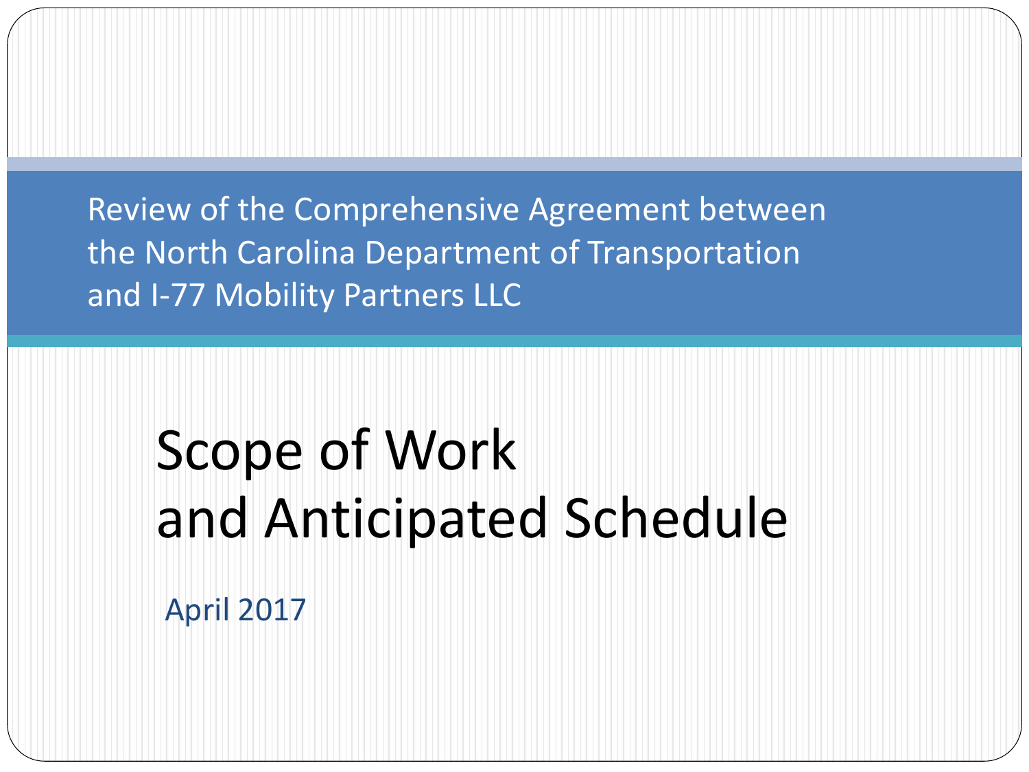Review of the Comprehensive Agreement between the North Carolina Department of Transportation and I-77 Mobility Partners LLC

# Scope of Work and Anticipated Schedule

April 2017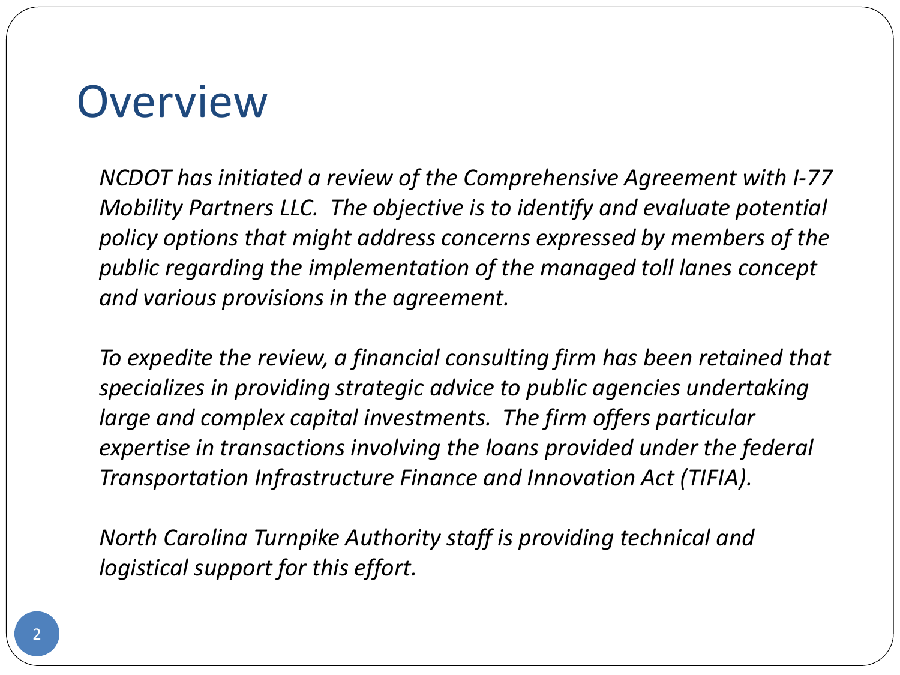# Overview

*NCDOT has initiated a review of the Comprehensive Agreement with I-77 Mobility Partners LLC. The objective is to identify and evaluate potential policy options that might address concerns expressed by members of the public regarding the implementation of the managed toll lanes concept and various provisions in the agreement.*

*To expedite the review, a financial consulting firm has been retained that specializes in providing strategic advice to public agencies undertaking large and complex capital investments. The firm offers particular expertise in transactions involving the loans provided under the federal Transportation Infrastructure Finance and Innovation Act (TIFIA).*

*North Carolina Turnpike Authority staff is providing technical and logistical support for this effort.*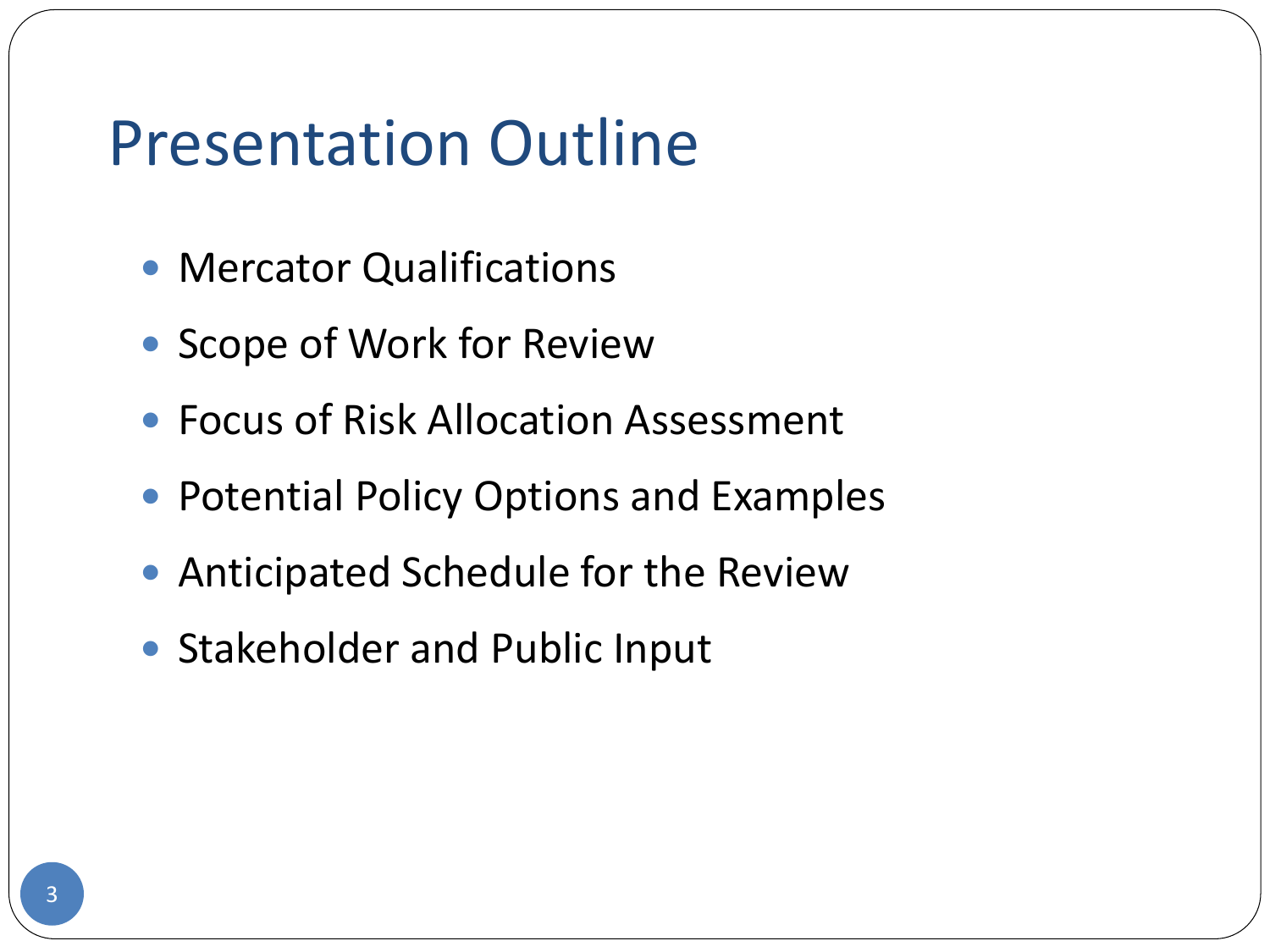# Presentation Outline

- Mercator Qualifications
- Scope of Work for Review
- Focus of Risk Allocation Assessment
- Potential Policy Options and Examples
- Anticipated Schedule for the Review
- Stakeholder and Public Input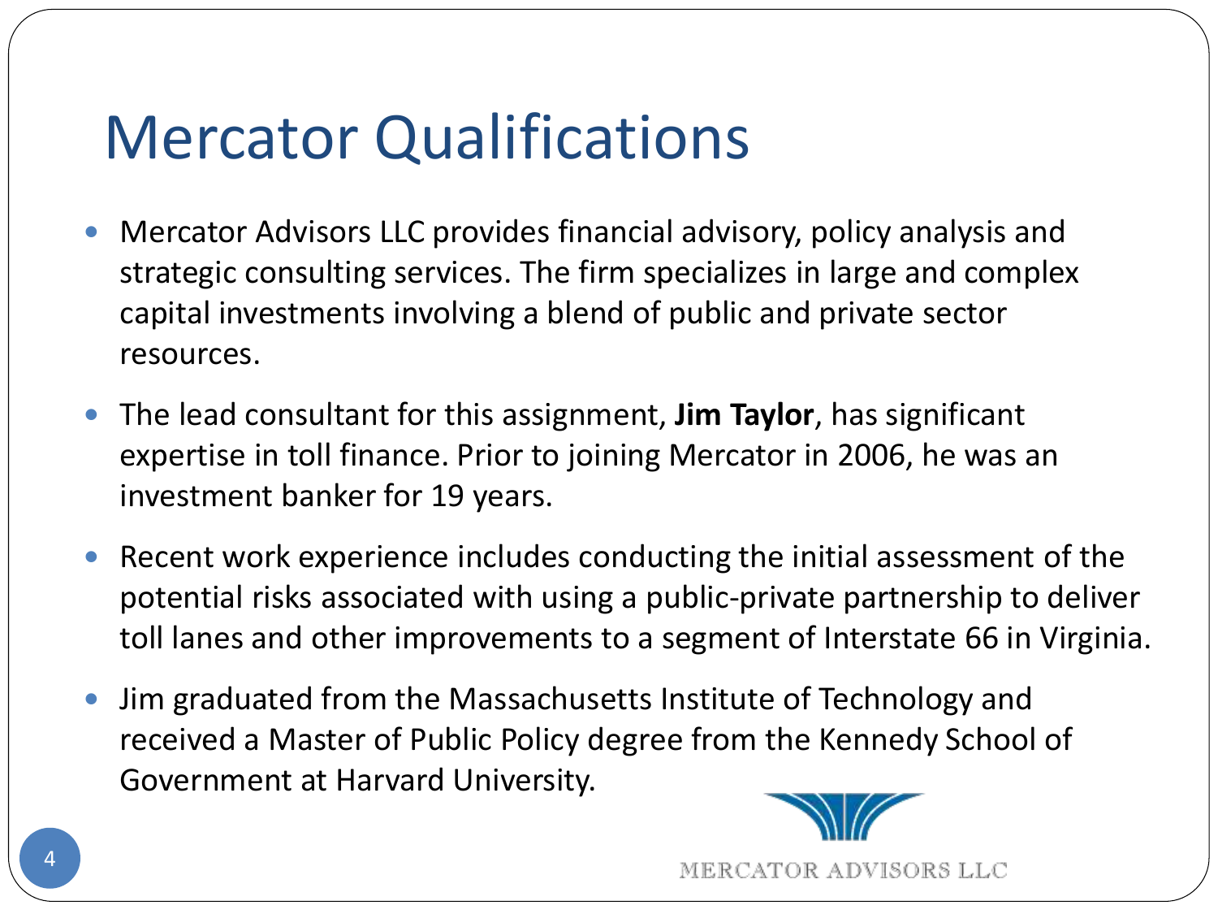# Mercator Qualifications

- Mercator Advisors LLC provides financial advisory, policy analysis and strategic consulting services. The firm specializes in large and complex capital investments involving a blend of public and private sector resources.
- The lead consultant for this assignment, **Jim Taylor**, has significant expertise in toll finance. Prior to joining Mercator in 2006, he was an investment banker for 19 years.
- Recent work experience includes conducting the initial assessment of the potential risks associated with using a public-private partnership to deliver toll lanes and other improvements to a segment of Interstate 66 in Virginia.
- Jim graduated from the Massachusetts Institute of Technology and received a Master of Public Policy degree from the Kennedy School of Government at Harvard University.

MERCATOR ADVISORS LLC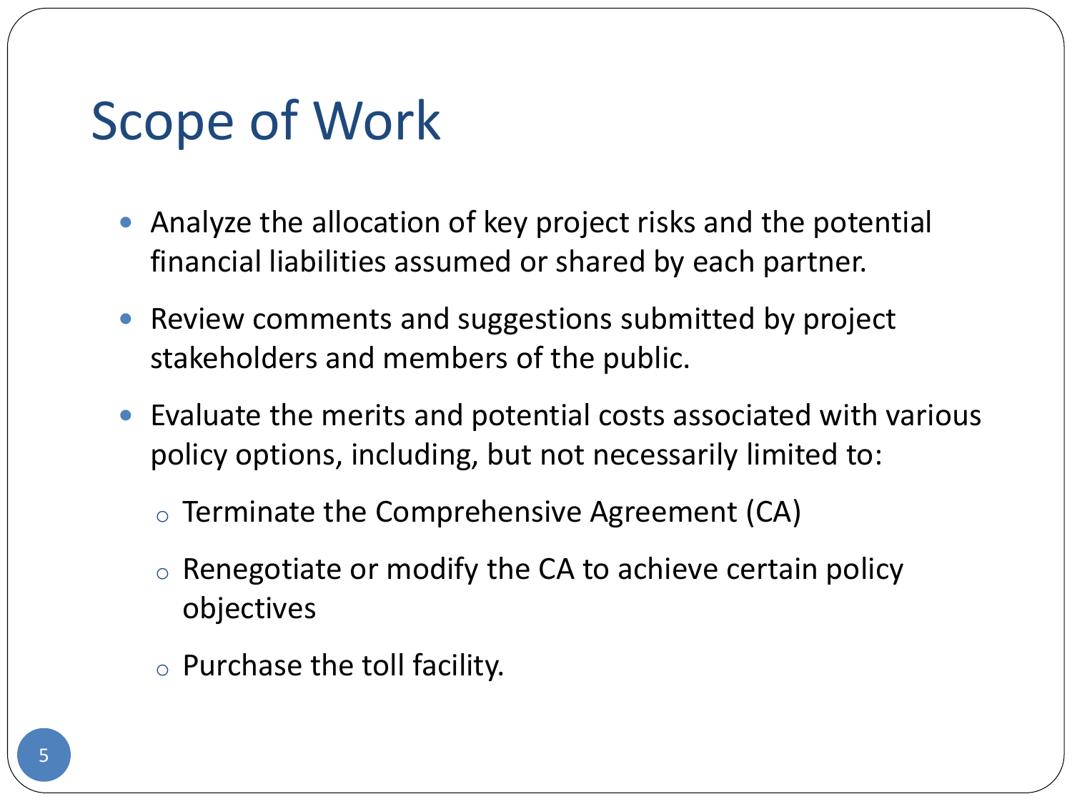# Scope of Work

- Analyze the allocation of key project risks and the potential financial liabilities assumed or shared by each partner.
- Review comments and suggestions submitted by project stakeholders and members of the public.
- Evaluate the merits and potential costs associated with various policy options, including, but not necessarily limited to:
  - Terminate the Comprehensive Agreement (CA)
  - Renegotiate or modify the CA to achieve certain policy objectives
  - Purchase the toll facility.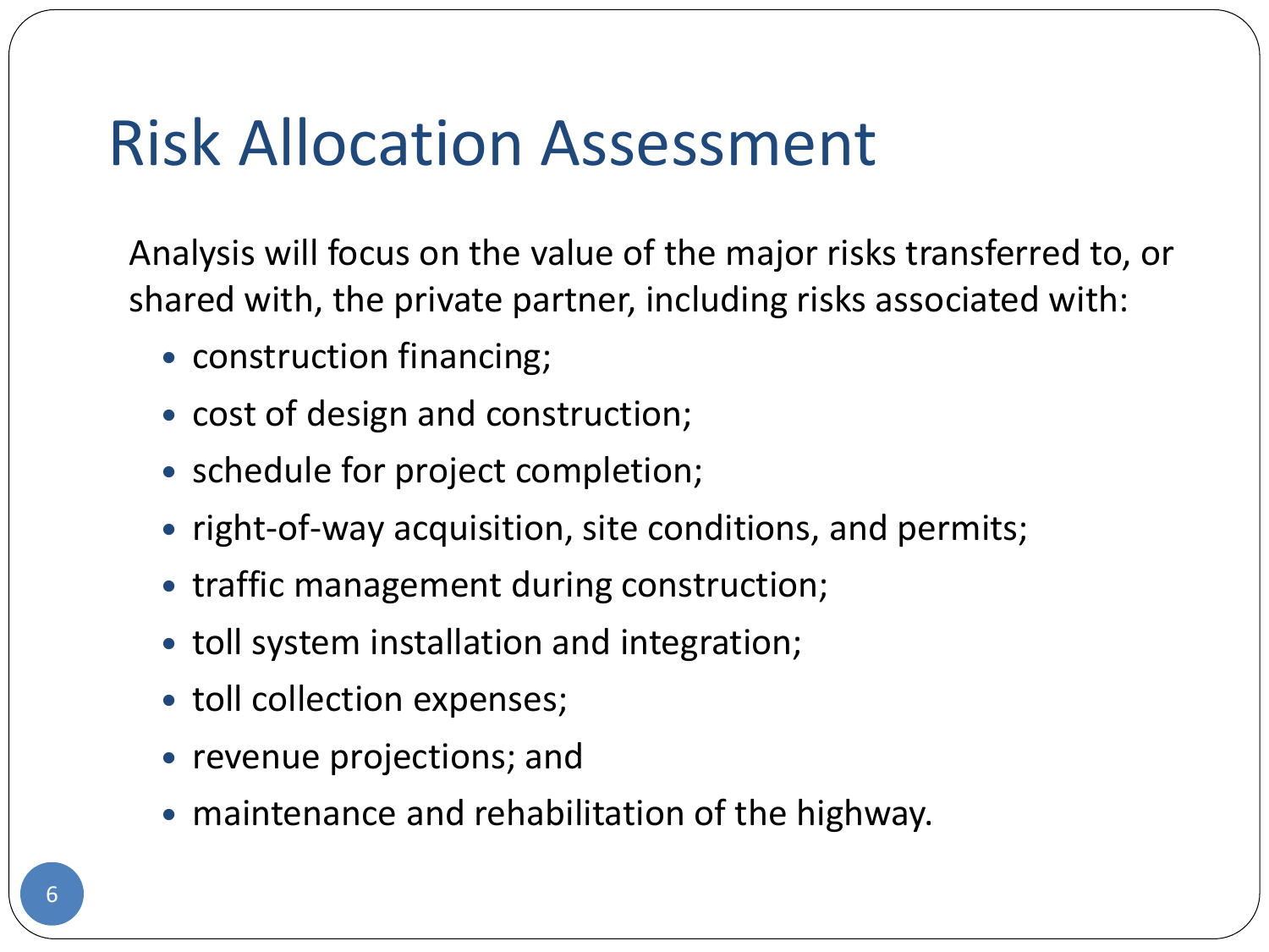# Risk Allocation Assessment

Analysis will focus on the value of the major risks transferred to, or shared with, the private partner, including risks associated with:

- construction financing;
- cost of design and construction;
- schedule for project completion;
- right-of-way acquisition, site conditions, and permits;
- traffic management during construction;
- toll system installation and integration;
- toll collection expenses;
- revenue projections; and
- maintenance and rehabilitation of the highway.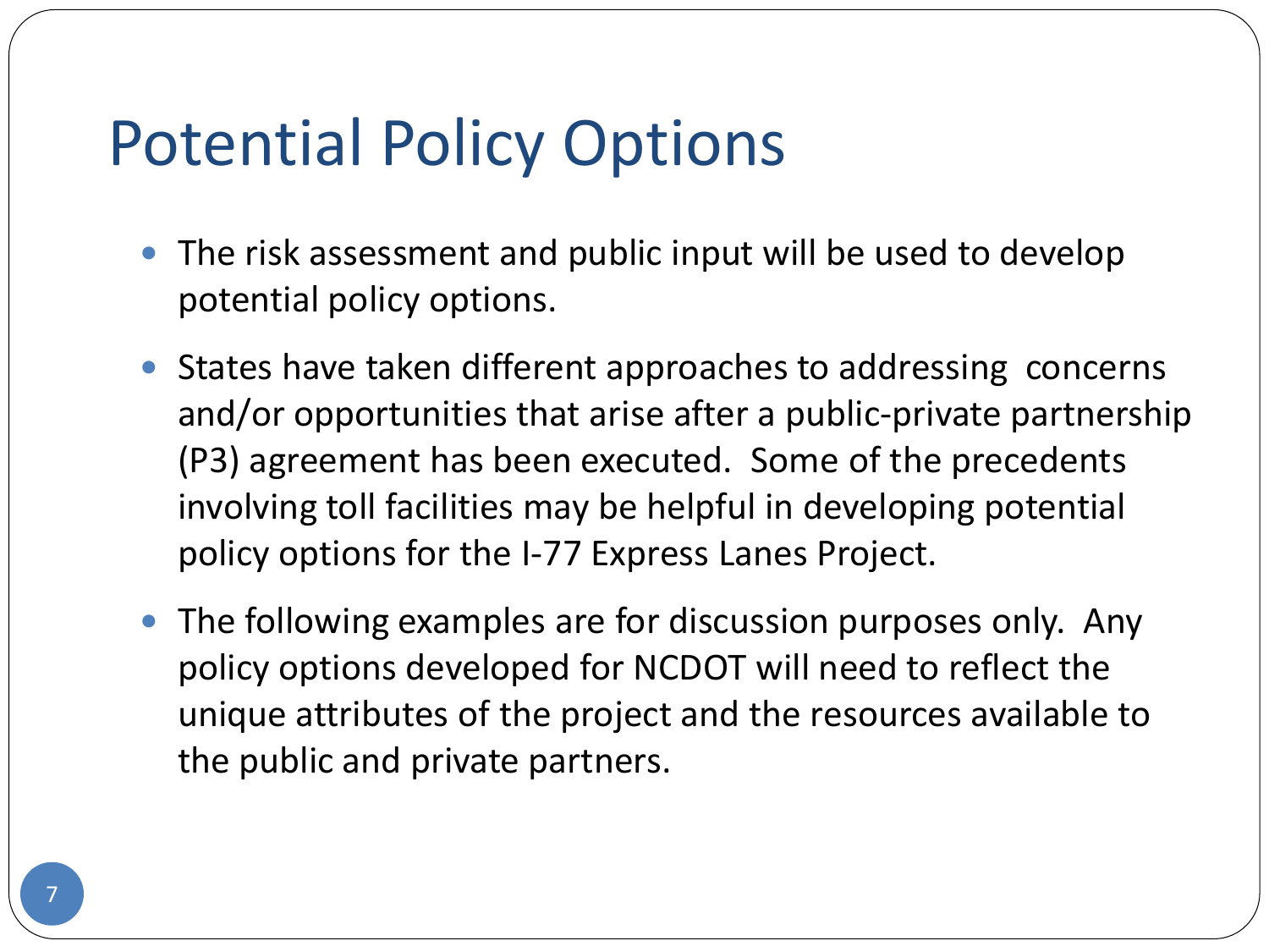# Potential Policy Options

- The risk assessment and public input will be used to develop potential policy options.
- States have taken different approaches to addressing concerns and/or opportunities that arise after a public-private partnership (P3) agreement has been executed. Some of the precedents involving toll facilities may be helpful in developing potential policy options for the I-77 Express Lanes Project.
- The following examples are for discussion purposes only. Any policy options developed for NCDOT will need to reflect the unique attributes of the project and the resources available to the public and private partners.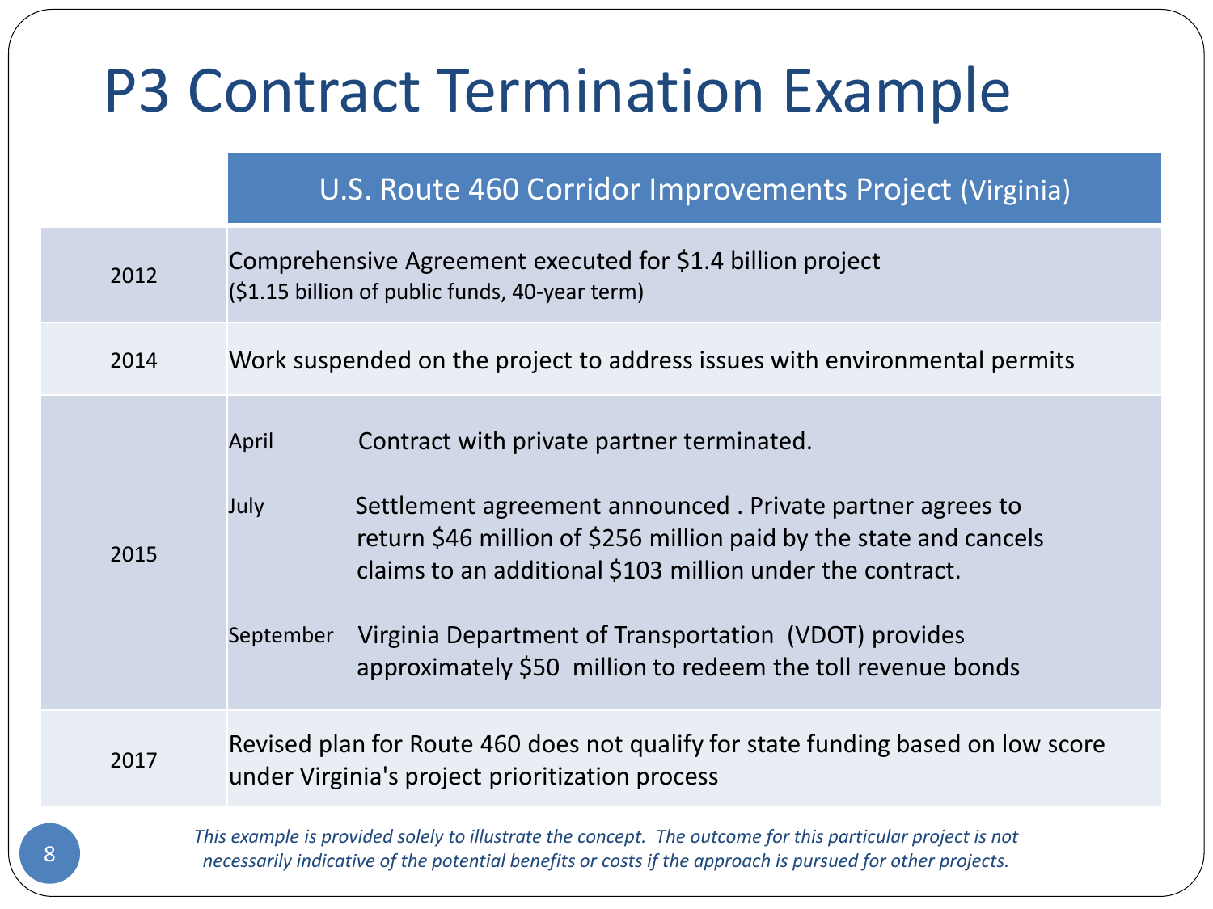# P3 Contract Termination Example

| | U.S. Route 460 Corridor Improvements Project (Virginia) |
|---|---|
| 2012 | Comprehensive Agreement executed for $1.4 billion project<br>($1.15 billion of public funds, 40-year term) |
| 2014 | Work suspended on the project to address issues with environmental permits |
| 2015 | April — Contract with private partner terminated.<br><br>July — Settlement agreement announced . Private partner agrees to return $46 million of $256 million paid by the state and cancels claims to an additional $103 million under the contract.<br><br>September — Virginia Department of Transportation (VDOT) provides approximately $50 million to redeem the toll revenue bonds |
| 2017 | Revised plan for Route 460 does not qualify for state funding based on low score under Virginia's project prioritization process |

*This example is provided solely to illustrate the concept. The outcome for this particular project is not necessarily indicative of the potential benefits or costs if the approach is pursued for other projects.*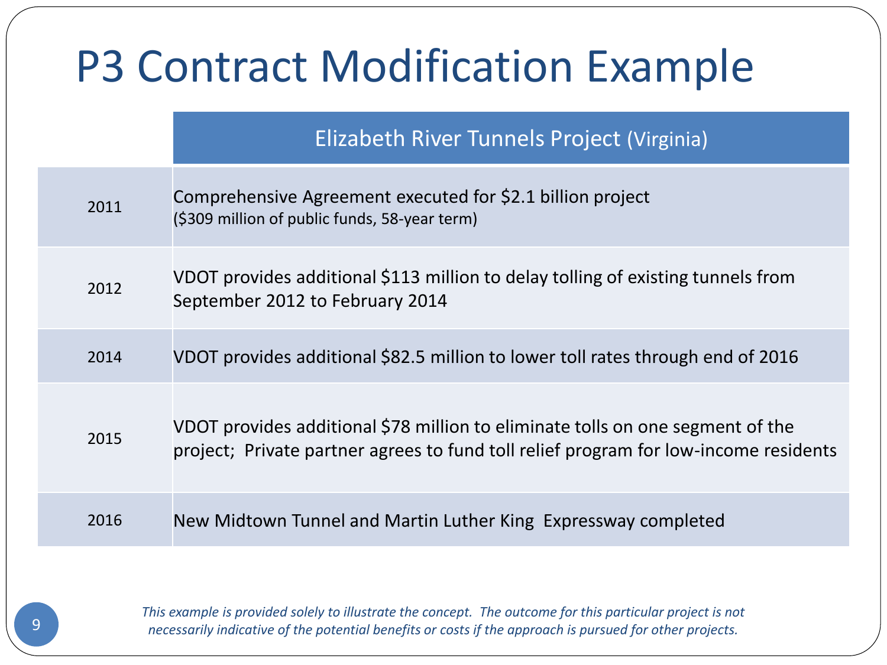# P3 Contract Modification Example

| | Elizabeth River Tunnels Project (Virginia) |
|---|---|
| 2011 | Comprehensive Agreement executed for $2.1 billion project ($309 million of public funds, 58-year term) |
| 2012 | VDOT provides additional $113 million to delay tolling of existing tunnels from September 2012 to February 2014 |
| 2014 | VDOT provides additional $82.5 million to lower toll rates through end of 2016 |
| 2015 | VDOT provides additional $78 million to eliminate tolls on one segment of the project; Private partner agrees to fund toll relief program for low-income residents |
| 2016 | New Midtown Tunnel and Martin Luther King Expressway completed |

*This example is provided solely to illustrate the concept. The outcome for this particular project is not necessarily indicative of the potential benefits or costs if the approach is pursued for other projects.*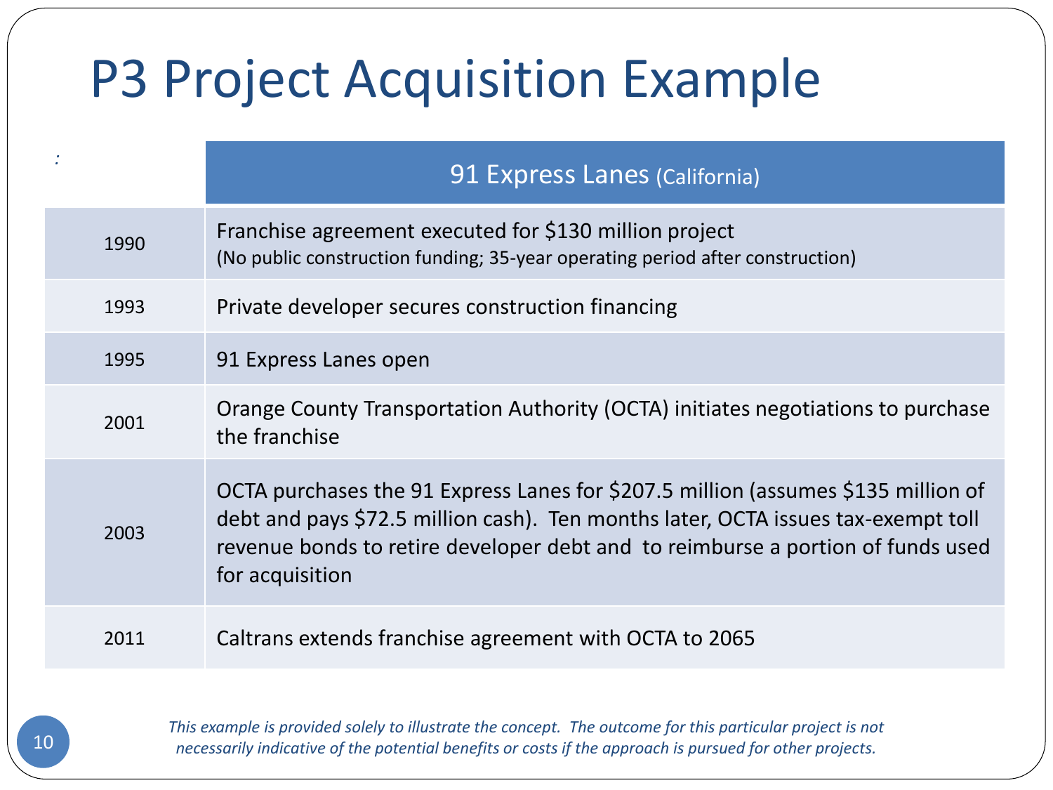# P3 Project Acquisition Example

| : | 91 Express Lanes (California) |
|---|---|
| 1990 | Franchise agreement executed for $130 million project<br>(No public construction funding; 35-year operating period after construction) |
| 1993 | Private developer secures construction financing |
| 1995 | 91 Express Lanes open |
| 2001 | Orange County Transportation Authority (OCTA) initiates negotiations to purchase the franchise |
| 2003 | OCTA purchases the 91 Express Lanes for $207.5 million (assumes $135 million of debt and pays $72.5 million cash). Ten months later, OCTA issues tax-exempt toll revenue bonds to retire developer debt and to reimburse a portion of funds used for acquisition |
| 2011 | Caltrans extends franchise agreement with OCTA to 2065 |

*This example is provided solely to illustrate the concept. The outcome for this particular project is not necessarily indicative of the potential benefits or costs if the approach is pursued for other projects.*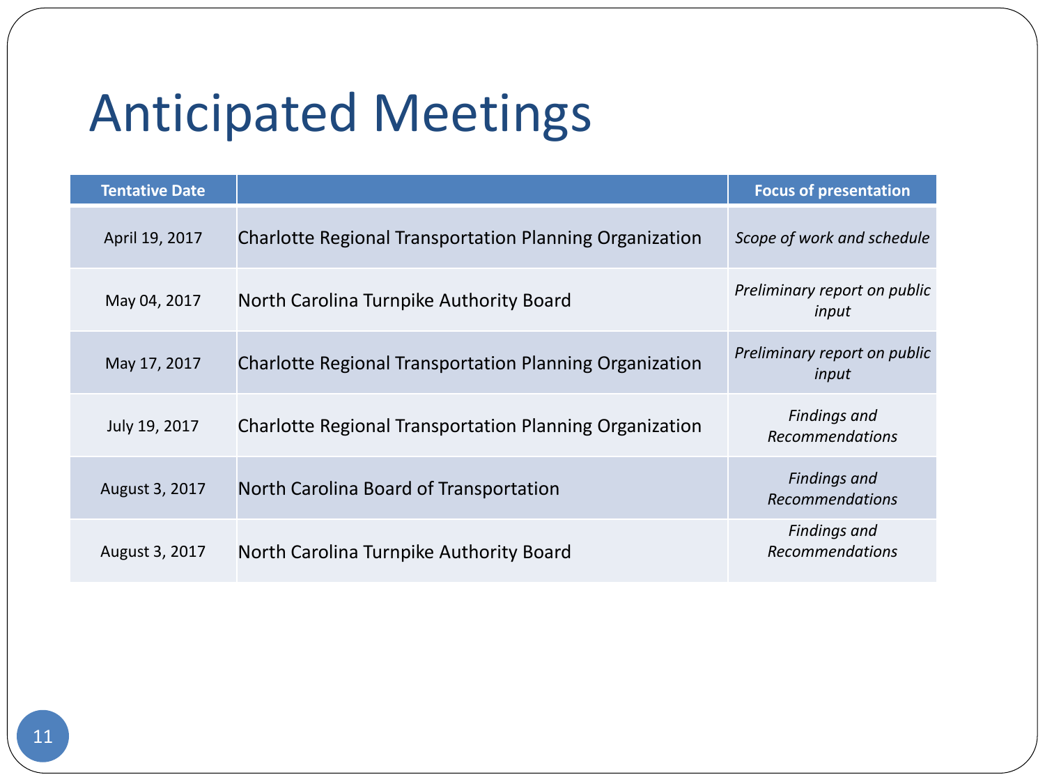# Anticipated Meetings

| Tentative Date | | Focus of presentation |
|---|---|---|
| April 19, 2017 | Charlotte Regional Transportation Planning Organization | *Scope of work and schedule* |
| May 04, 2017 | North Carolina Turnpike Authority Board | *Preliminary report on public input* |
| May 17, 2017 | Charlotte Regional Transportation Planning Organization | *Preliminary report on public input* |
| July 19, 2017 | Charlotte Regional Transportation Planning Organization | *Findings and Recommendations* |
| August 3, 2017 | North Carolina Board of Transportation | *Findings and Recommendations* |
| August 3, 2017 | North Carolina Turnpike Authority Board | *Findings and Recommendations* |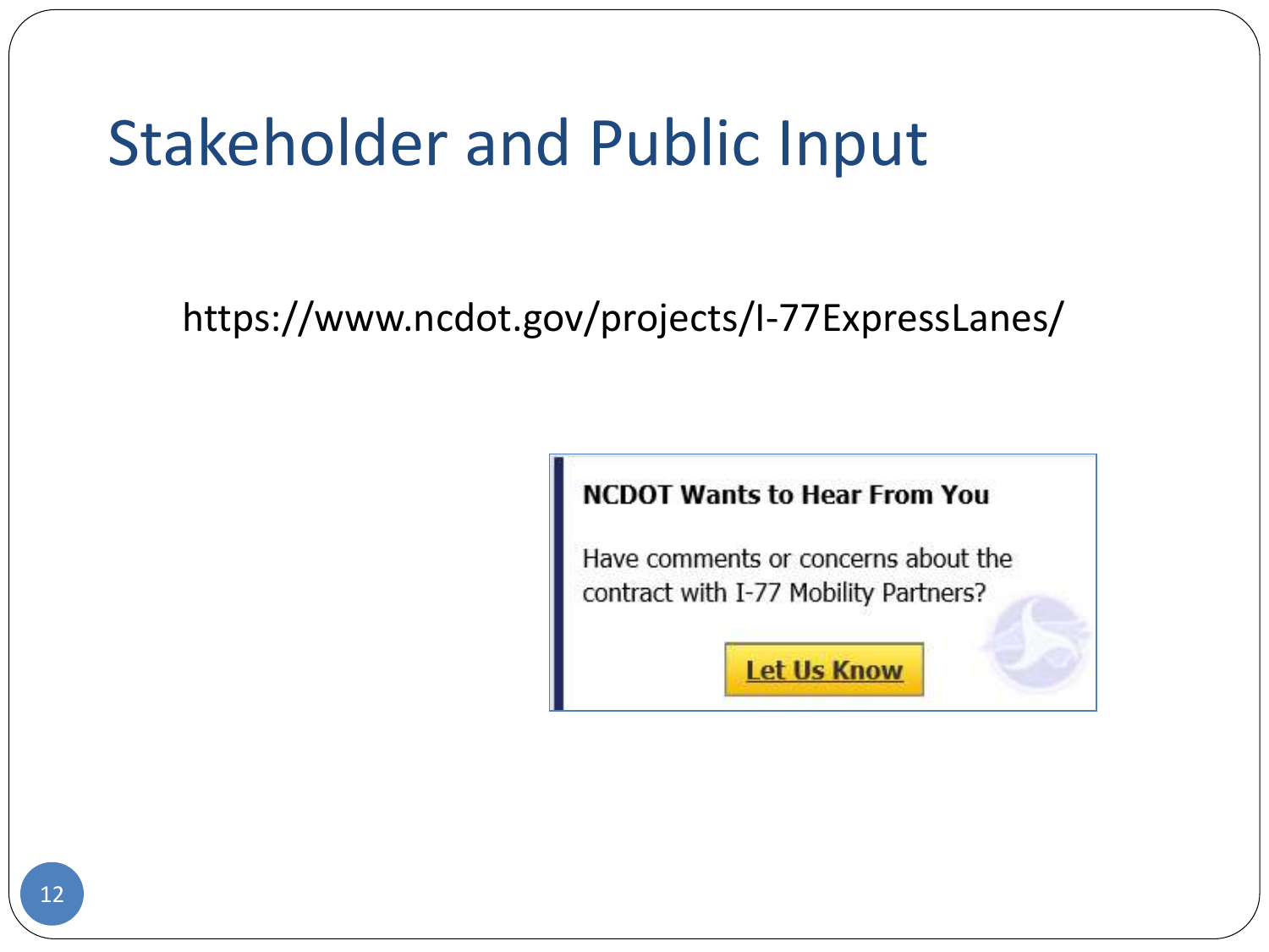# Stakeholder and Public Input

https://www.ncdot.gov/projects/I-77ExpressLanes/

**NCDOT Wants to Hear From You**

Have comments or concerns about the contract with I-77 Mobility Partners?

**Let Us Know**